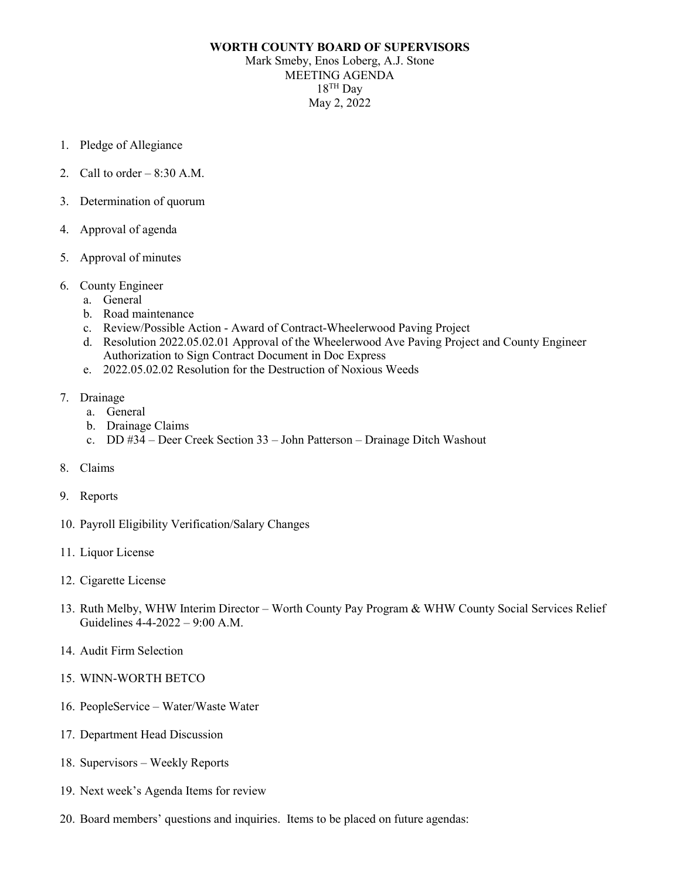**WORTH COUNTY BOARD OF SUPERVISORS**
Mark Smeby, Enos Loberg, A.J. Stone
MEETING AGENDA
18TH Day
May 2, 2022

1. Pledge of Allegiance

2. Call to order – 8:30 A.M.

3. Determination of quorum

4. Approval of agenda

5. Approval of minutes

6. County Engineer
   a. General
   b. Road maintenance
   c. Review/Possible Action - Award of Contract-Wheelerwood Paving Project
   d. Resolution 2022.05.02.01 Approval of the Wheelerwood Ave Paving Project and County Engineer Authorization to Sign Contract Document in Doc Express
   e. 2022.05.02.02 Resolution for the Destruction of Noxious Weeds

7. Drainage
   a. General
   b. Drainage Claims
   c. DD #34 – Deer Creek Section 33 – John Patterson – Drainage Ditch Washout

8. Claims

9. Reports

10. Payroll Eligibility Verification/Salary Changes

11. Liquor License

12. Cigarette License

13. Ruth Melby, WHW Interim Director – Worth County Pay Program & WHW County Social Services Relief Guidelines 4-4-2022 – 9:00 A.M.

14. Audit Firm Selection

15. WINN-WORTH BETCO

16. PeopleService – Water/Waste Water

17. Department Head Discussion

18. Supervisors – Weekly Reports

19. Next week's Agenda Items for review

20. Board members' questions and inquiries. Items to be placed on future agendas: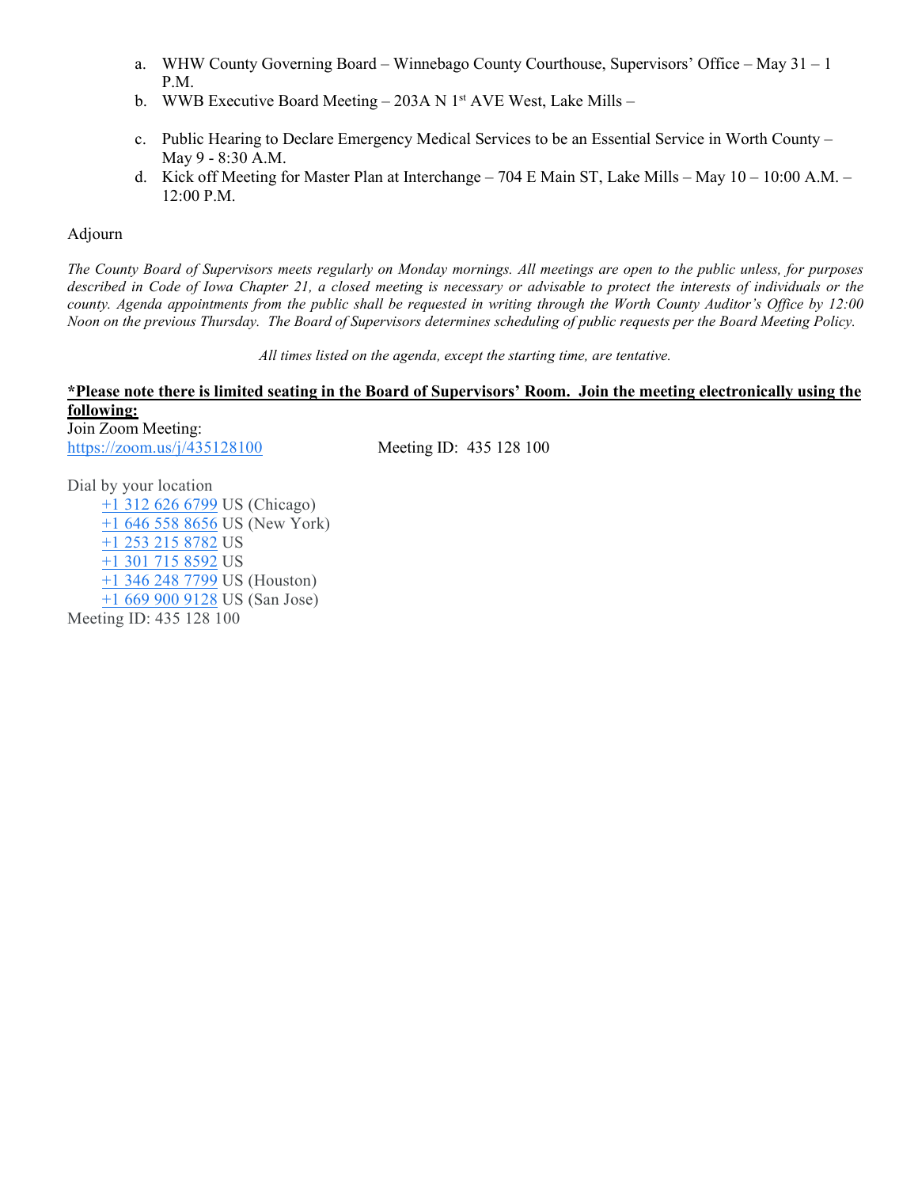a. WHW County Governing Board – Winnebago County Courthouse, Supervisors' Office – May 31 – 1 P.M.
b. WWB Executive Board Meeting – 203A N 1st AVE West, Lake Mills –
c. Public Hearing to Declare Emergency Medical Services to be an Essential Service in Worth County – May 9 - 8:30 A.M.
d. Kick off Meeting for Master Plan at Interchange – 704 E Main ST, Lake Mills – May 10 – 10:00 A.M. – 12:00 P.M.

Adjourn

*The County Board of Supervisors meets regularly on Monday mornings. All meetings are open to the public unless, for purposes described in Code of Iowa Chapter 21, a closed meeting is necessary or advisable to protect the interests of individuals or the county. Agenda appointments from the public shall be requested in writing through the Worth County Auditor's Office by 12:00 Noon on the previous Thursday. The Board of Supervisors determines scheduling of public requests per the Board Meeting Policy.*

*All times listed on the agenda, except the starting time, are tentative.*

**\*Please note there is limited seating in the Board of Supervisors' Room. Join the meeting electronically using the following:**

Join Zoom Meeting:
https://zoom.us/j/435128100 Meeting ID: 435 128 100

Dial by your location
+1 312 626 6799 US (Chicago)
+1 646 558 8656 US (New York)
+1 253 215 8782 US
+1 301 715 8592 US
+1 346 248 7799 US (Houston)
+1 669 900 9128 US (San Jose)
Meeting ID: 435 128 100